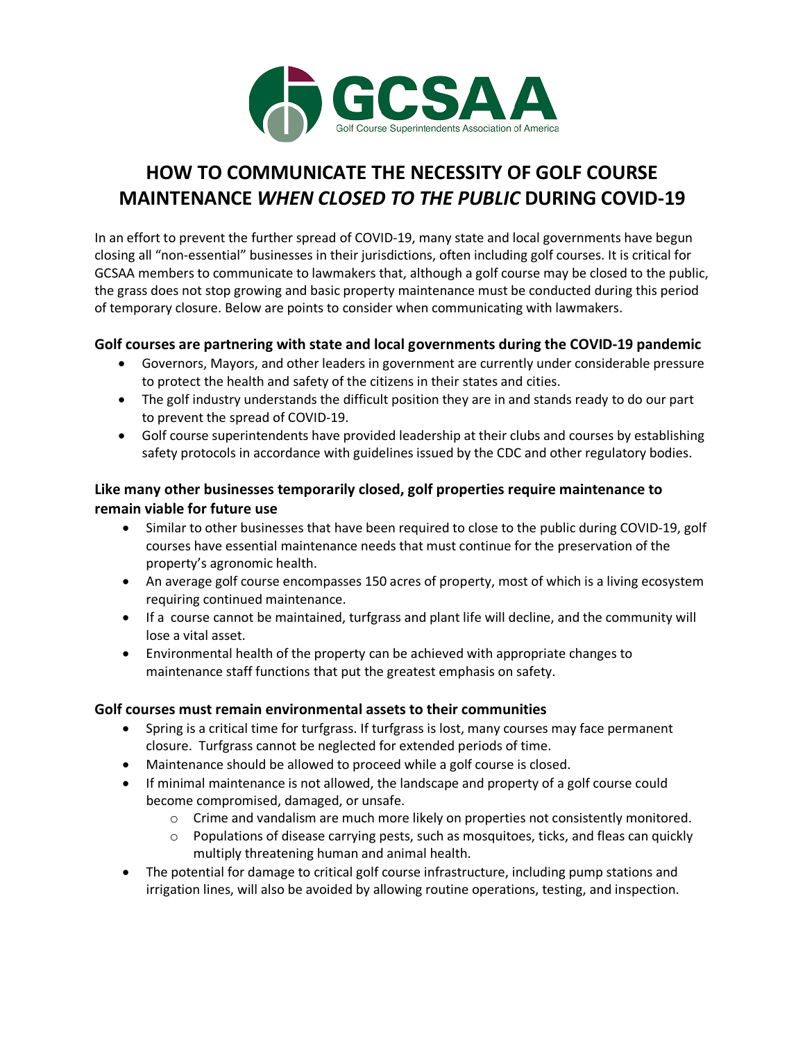GCSAA
Golf Course Superintendents Association of America

# HOW TO COMMUNICATE THE NECESSITY OF GOLF COURSE MAINTENANCE *WHEN CLOSED TO THE PUBLIC* DURING COVID-19

In an effort to prevent the further spread of COVID-19, many state and local governments have begun closing all "non-essential" businesses in their jurisdictions, often including golf courses. It is critical for GCSAA members to communicate to lawmakers that, although a golf course may be closed to the public, the grass does not stop growing and basic property maintenance must be conducted during this period of temporary closure. Below are points to consider when communicating with lawmakers.

### Golf courses are partnering with state and local governments during the COVID-19 pandemic

- Governors, Mayors, and other leaders in government are currently under considerable pressure to protect the health and safety of the citizens in their states and cities.
- The golf industry understands the difficult position they are in and stands ready to do our part to prevent the spread of COVID-19.
- Golf course superintendents have provided leadership at their clubs and courses by establishing safety protocols in accordance with guidelines issued by the CDC and other regulatory bodies.

### Like many other businesses temporarily closed, golf properties require maintenance to remain viable for future use

- Similar to other businesses that have been required to close to the public during COVID-19, golf courses have essential maintenance needs that must continue for the preservation of the property's agronomic health.
- An average golf course encompasses 150 acres of property, most of which is a living ecosystem requiring continued maintenance.
- If a course cannot be maintained, turfgrass and plant life will decline, and the community will lose a vital asset.
- Environmental health of the property can be achieved with appropriate changes to maintenance staff functions that put the greatest emphasis on safety.

### Golf courses must remain environmental assets to their communities

- Spring is a critical time for turfgrass. If turfgrass is lost, many courses may face permanent closure. Turfgrass cannot be neglected for extended periods of time.
- Maintenance should be allowed to proceed while a golf course is closed.
- If minimal maintenance is not allowed, the landscape and property of a golf course could become compromised, damaged, or unsafe.
    - Crime and vandalism are much more likely on properties not consistently monitored.
    - Populations of disease carrying pests, such as mosquitoes, ticks, and fleas can quickly multiply threatening human and animal health.
- The potential for damage to critical golf course infrastructure, including pump stations and irrigation lines, will also be avoided by allowing routine operations, testing, and inspection.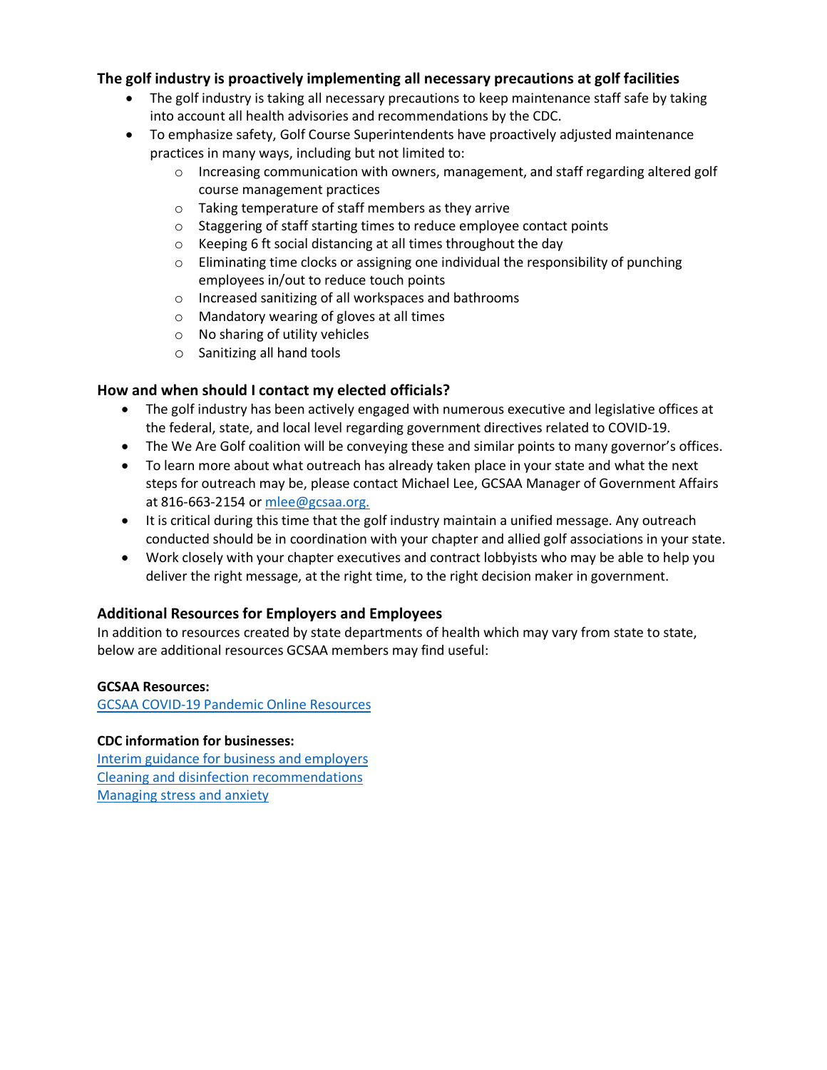### The golf industry is proactively implementing all necessary precautions at golf facilities

- The golf industry is taking all necessary precautions to keep maintenance staff safe by taking into account all health advisories and recommendations by the CDC.
- To emphasize safety, Golf Course Superintendents have proactively adjusted maintenance practices in many ways, including but not limited to:
  - Increasing communication with owners, management, and staff regarding altered golf course management practices
  - Taking temperature of staff members as they arrive
  - Staggering of staff starting times to reduce employee contact points
  - Keeping 6 ft social distancing at all times throughout the day
  - Eliminating time clocks or assigning one individual the responsibility of punching employees in/out to reduce touch points
  - Increased sanitizing of all workspaces and bathrooms
  - Mandatory wearing of gloves at all times
  - No sharing of utility vehicles
  - Sanitizing all hand tools

### How and when should I contact my elected officials?

- The golf industry has been actively engaged with numerous executive and legislative offices at the federal, state, and local level regarding government directives related to COVID-19.
- The We Are Golf coalition will be conveying these and similar points to many governor's offices.
- To learn more about what outreach has already taken place in your state and what the next steps for outreach may be, please contact Michael Lee, GCSAA Manager of Government Affairs at 816-663-2154 or mlee@gcsaa.org.
- It is critical during this time that the golf industry maintain a unified message. Any outreach conducted should be in coordination with your chapter and allied golf associations in your state.
- Work closely with your chapter executives and contract lobbyists who may be able to help you deliver the right message, at the right time, to the right decision maker in government.

### Additional Resources for Employers and Employees

In addition to resources created by state departments of health which may vary from state to state, below are additional resources GCSAA members may find useful:

**GCSAA Resources:**
GCSAA COVID-19 Pandemic Online Resources

**CDC information for businesses:**
Interim guidance for business and employers
Cleaning and disinfection recommendations
Managing stress and anxiety